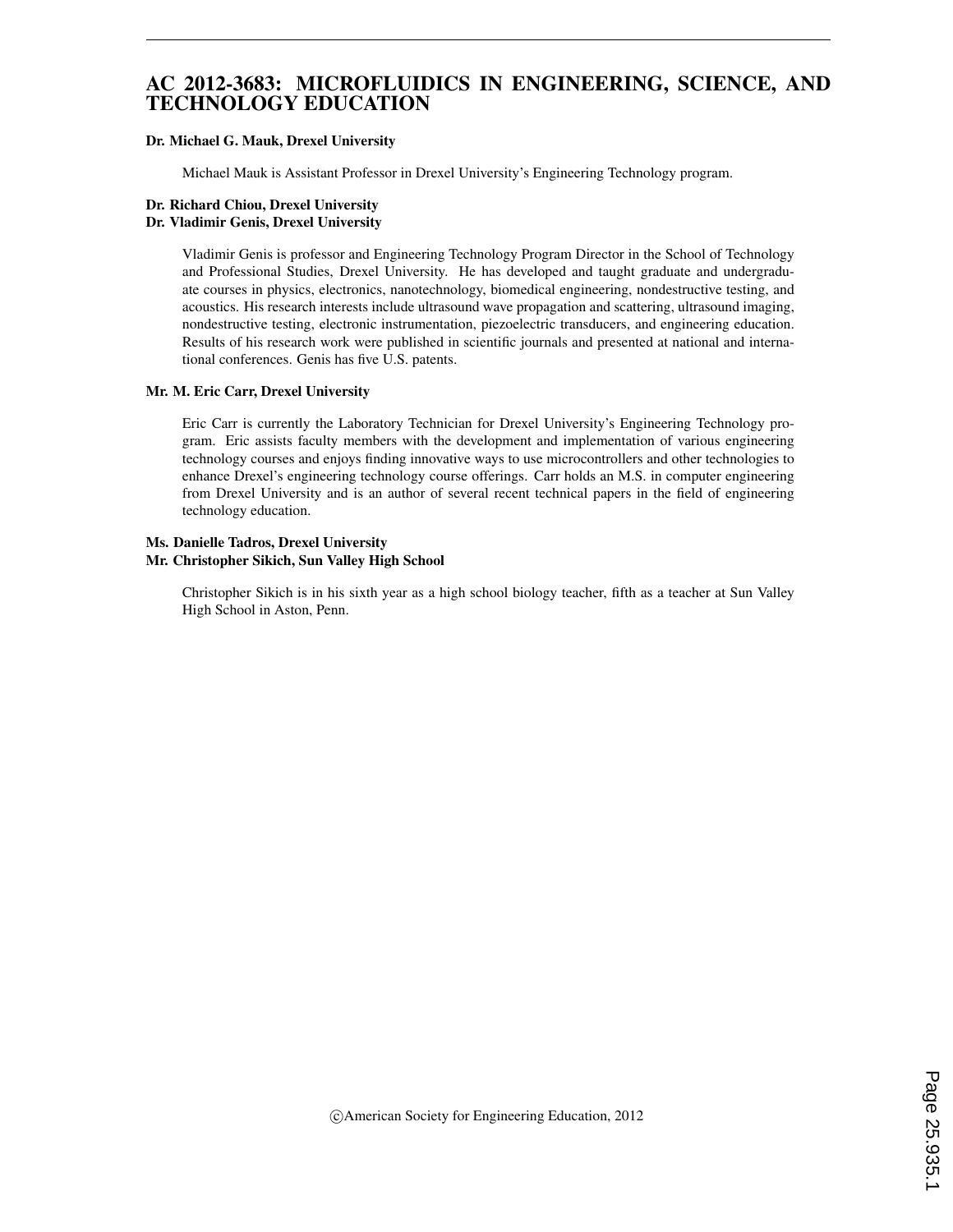# AC 2012-3683: MICROFLUIDICS IN ENGINEERING, SCIENCE, AND TECHNOLOGY EDUCATION

**Dr. Michael G. Mauk, Drexel University**

Michael Mauk is Assistant Professor in Drexel University's Engineering Technology program.

**Dr. Richard Chiou, Drexel University**
**Dr. Vladimir Genis, Drexel University**

Vladimir Genis is professor and Engineering Technology Program Director in the School of Technology and Professional Studies, Drexel University. He has developed and taught graduate and undergraduate courses in physics, electronics, nanotechnology, biomedical engineering, nondestructive testing, and acoustics. His research interests include ultrasound wave propagation and scattering, ultrasound imaging, nondestructive testing, electronic instrumentation, piezoelectric transducers, and engineering education. Results of his research work were published in scientific journals and presented at national and international conferences. Genis has five U.S. patents.

**Mr. M. Eric Carr, Drexel University**

Eric Carr is currently the Laboratory Technician for Drexel University's Engineering Technology program. Eric assists faculty members with the development and implementation of various engineering technology courses and enjoys finding innovative ways to use microcontrollers and other technologies to enhance Drexel's engineering technology course offerings. Carr holds an M.S. in computer engineering from Drexel University and is an author of several recent technical papers in the field of engineering technology education.

**Ms. Danielle Tadros, Drexel University**
**Mr. Christopher Sikich, Sun Valley High School**

Christopher Sikich is in his sixth year as a high school biology teacher, fifth as a teacher at Sun Valley High School in Aston, Penn.

©American Society for Engineering Education, 2012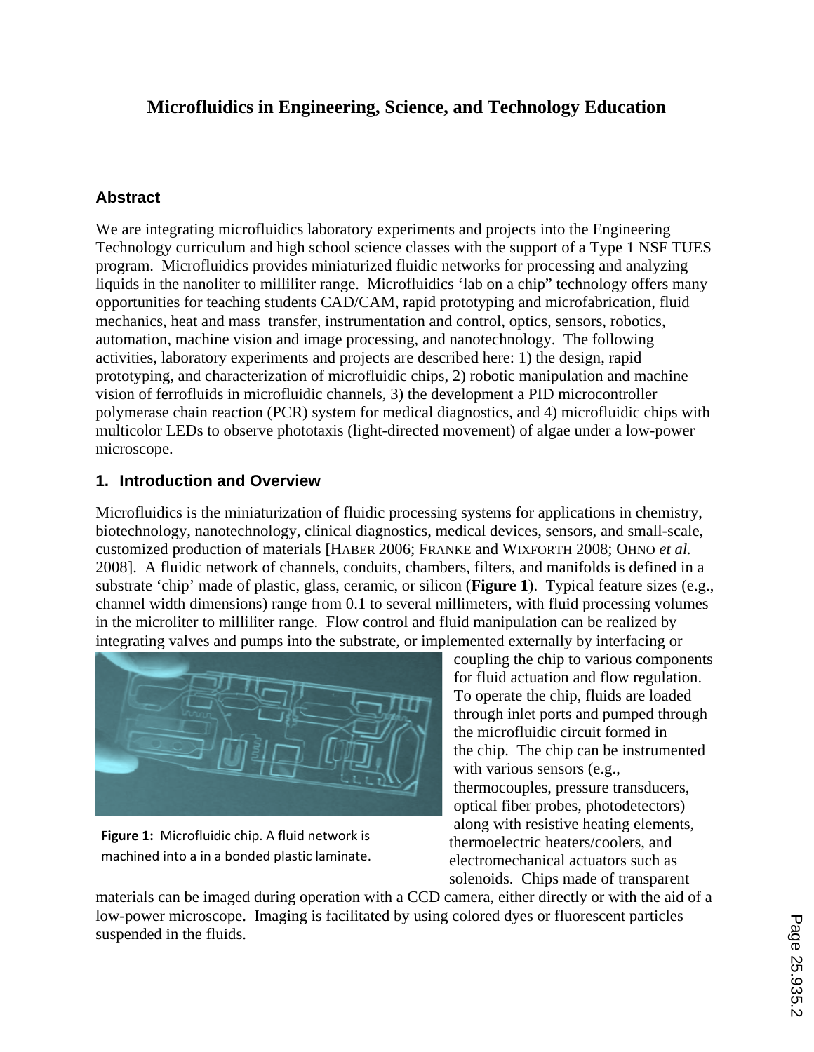# Microfluidics in Engineering, Science, and Technology Education

## Abstract

We are integrating microfluidics laboratory experiments and projects into the Engineering Technology curriculum and high school science classes with the support of a Type 1 NSF TUES program. Microfluidics provides miniaturized fluidic networks for processing and analyzing liquids in the nanoliter to milliliter range. Microfluidics 'lab on a chip" technology offers many opportunities for teaching students CAD/CAM, rapid prototyping and microfabrication, fluid mechanics, heat and mass transfer, instrumentation and control, optics, sensors, robotics, automation, machine vision and image processing, and nanotechnology. The following activities, laboratory experiments and projects are described here: 1) the design, rapid prototyping, and characterization of microfluidic chips, 2) robotic manipulation and machine vision of ferrofluids in microfluidic channels, 3) the development a PID microcontroller polymerase chain reaction (PCR) system for medical diagnostics, and 4) microfluidic chips with multicolor LEDs to observe phototaxis (light-directed movement) of algae under a low-power microscope.

## 1. Introduction and Overview

Microfluidics is the miniaturization of fluidic processing systems for applications in chemistry, biotechnology, nanotechnology, clinical diagnostics, medical devices, sensors, and small-scale, customized production of materials [HABER 2006; FRANKE and WIXFORTH 2008; OHNO *et al.* 2008]. A fluidic network of channels, conduits, chambers, filters, and manifolds is defined in a substrate 'chip' made of plastic, glass, ceramic, or silicon (**Figure 1**). Typical feature sizes (e.g., channel width dimensions) range from 0.1 to several millimeters, with fluid processing volumes in the microliter to milliliter range. Flow control and fluid manipulation can be realized by integrating valves and pumps into the substrate, or implemented externally by interfacing or coupling the chip to various components for fluid actuation and flow regulation. To operate the chip, fluids are loaded through inlet ports and pumped through the microfluidic circuit formed in the chip. The chip can be instrumented with various sensors (e.g., thermocouples, pressure transducers, optical fiber probes, photodetectors) along with resistive heating elements, thermoelectric heaters/coolers, and electromechanical actuators such as solenoids. Chips made of transparent materials can be imaged during operation with a CCD camera, either directly or with the aid of a low-power microscope. Imaging is facilitated by using colored dyes or fluorescent particles suspended in the fluids.

**Figure 1:** Microfluidic chip. A fluid network is machined into a in a bonded plastic laminate.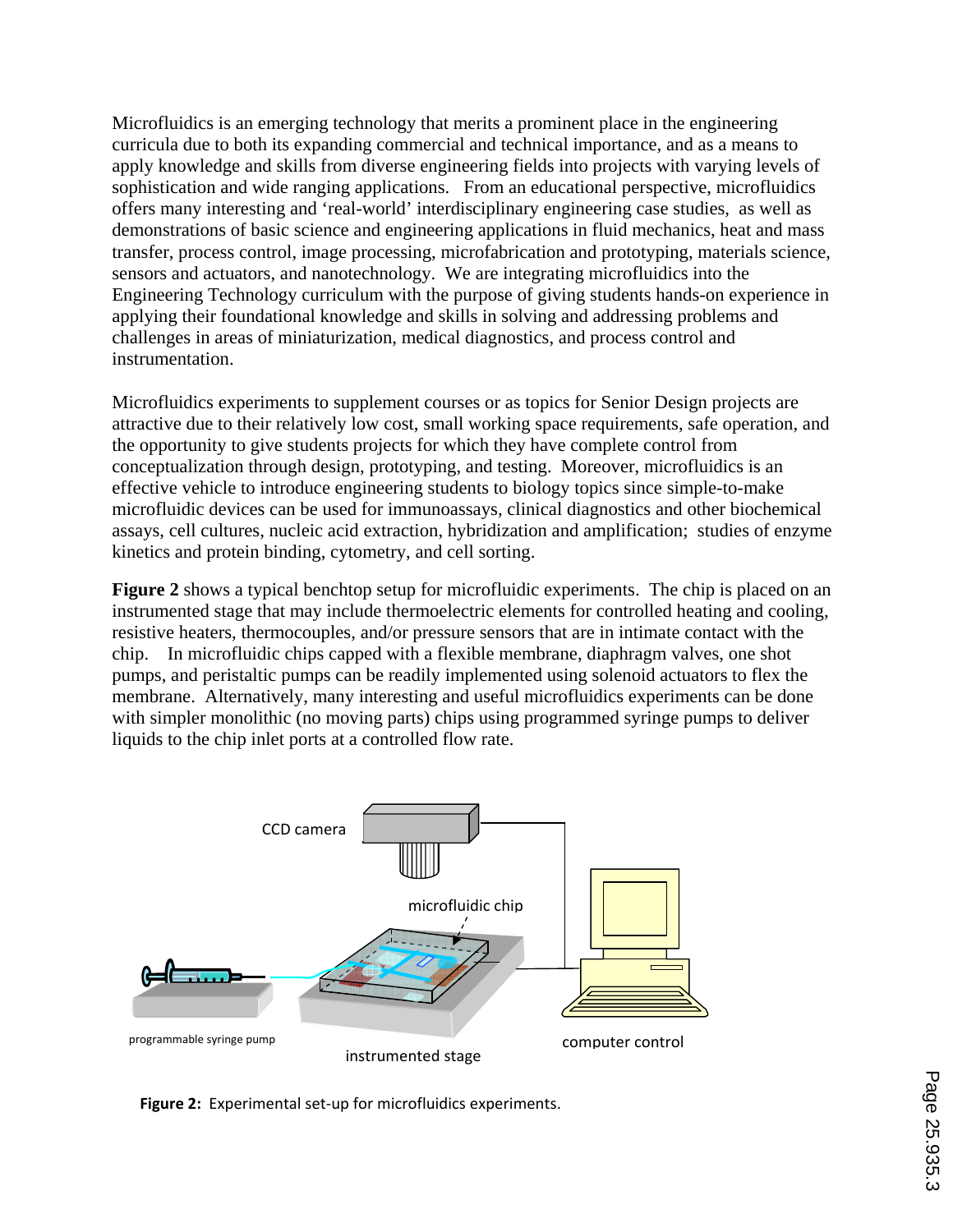Microfluidics is an emerging technology that merits a prominent place in the engineering curricula due to both its expanding commercial and technical importance, and as a means to apply knowledge and skills from diverse engineering fields into projects with varying levels of sophistication and wide ranging applications. From an educational perspective, microfluidics offers many interesting and 'real-world' interdisciplinary engineering case studies, as well as demonstrations of basic science and engineering applications in fluid mechanics, heat and mass transfer, process control, image processing, microfabrication and prototyping, materials science, sensors and actuators, and nanotechnology. We are integrating microfluidics into the Engineering Technology curriculum with the purpose of giving students hands-on experience in applying their foundational knowledge and skills in solving and addressing problems and challenges in areas of miniaturization, medical diagnostics, and process control and instrumentation.

Microfluidics experiments to supplement courses or as topics for Senior Design projects are attractive due to their relatively low cost, small working space requirements, safe operation, and the opportunity to give students projects for which they have complete control from conceptualization through design, prototyping, and testing. Moreover, microfluidics is an effective vehicle to introduce engineering students to biology topics since simple-to-make microfluidic devices can be used for immunoassays, clinical diagnostics and other biochemical assays, cell cultures, nucleic acid extraction, hybridization and amplification; studies of enzyme kinetics and protein binding, cytometry, and cell sorting.

**Figure 2** shows a typical benchtop setup for microfluidic experiments. The chip is placed on an instrumented stage that may include thermoelectric elements for controlled heating and cooling, resistive heaters, thermocouples, and/or pressure sensors that are in intimate contact with the chip. In microfluidic chips capped with a flexible membrane, diaphragm valves, one shot pumps, and peristaltic pumps can be readily implemented using solenoid actuators to flex the membrane. Alternatively, many interesting and useful microfluidics experiments can be done with simpler monolithic (no moving parts) chips using programmed syringe pumps to deliver liquids to the chip inlet ports at a controlled flow rate.

CCD camera

microfluidic chip

programmable syringe pump

instrumented stage

computer control

**Figure 2:** Experimental set-up for microfluidics experiments.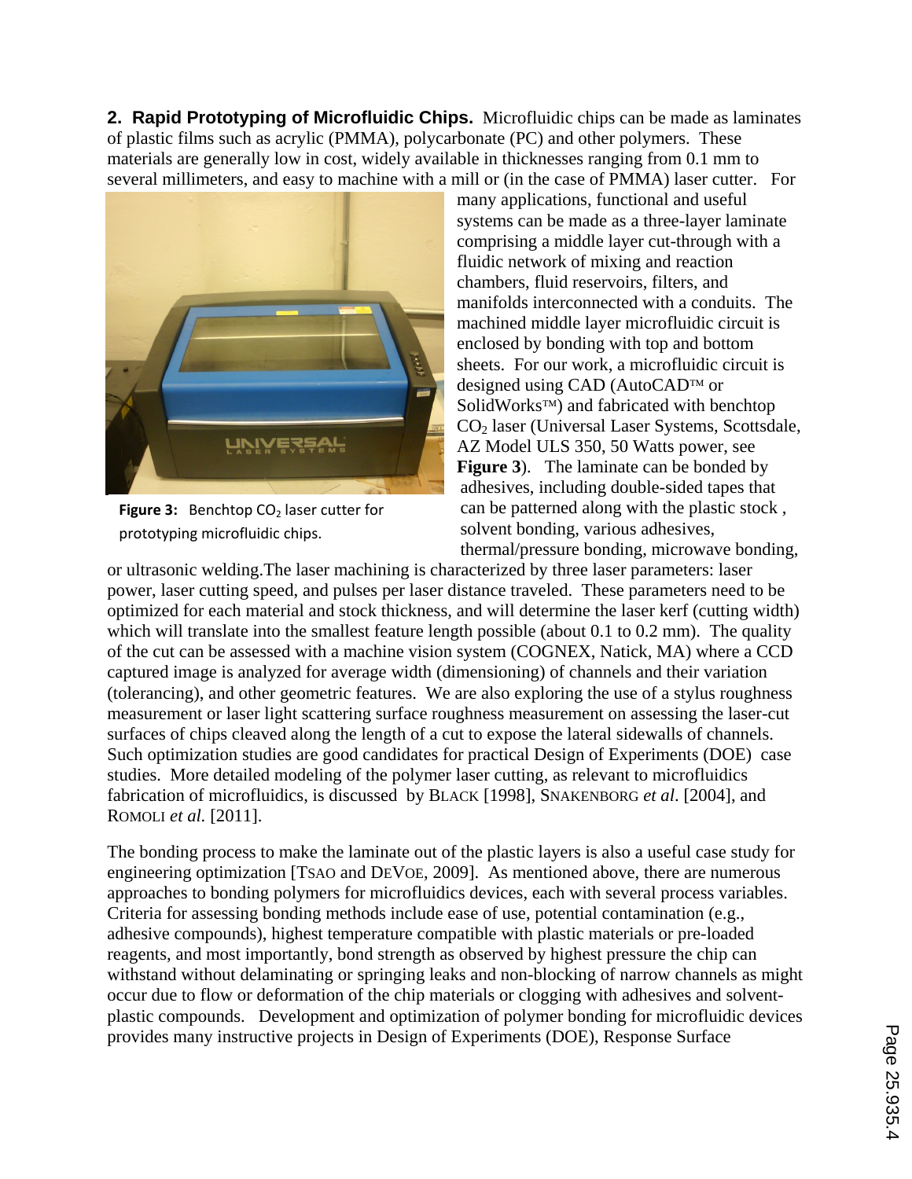**2. Rapid Prototyping of Microfluidic Chips.** Microfluidic chips can be made as laminates of plastic films such as acrylic (PMMA), polycarbonate (PC) and other polymers. These materials are generally low in cost, widely available in thicknesses ranging from 0.1 mm to several millimeters, and easy to machine with a mill or (in the case of PMMA) laser cutter. For many applications, functional and useful systems can be made as a three-layer laminate comprising a middle layer cut-through with a fluidic network of mixing and reaction chambers, fluid reservoirs, filters, and manifolds interconnected with a conduits. The machined middle layer microfluidic circuit is enclosed by bonding with top and bottom sheets. For our work, a microfluidic circuit is designed using CAD (AutoCAD™ or SolidWorks™) and fabricated with benchtop $CO_2$ laser (Universal Laser Systems, Scottsdale, AZ Model ULS 350, 50 Watts power, see **Figure 3**). The laminate can be bonded by adhesives, including double-sided tapes that can be patterned along with the plastic stock , solvent bonding, various adhesives, thermal/pressure bonding, microwave bonding, or ultrasonic welding.The laser machining is characterized by three laser parameters: laser power, laser cutting speed, and pulses per laser distance traveled. These parameters need to be optimized for each material and stock thickness, and will determine the laser kerf (cutting width) which will translate into the smallest feature length possible (about 0.1 to 0.2 mm). The quality of the cut can be assessed with a machine vision system (COGNEX, Natick, MA) where a CCD captured image is analyzed for average width (dimensioning) of channels and their variation (tolerancing), and other geometric features. We are also exploring the use of a stylus roughness measurement or laser light scattering surface roughness measurement on assessing the laser-cut surfaces of chips cleaved along the length of a cut to expose the lateral sidewalls of channels. Such optimization studies are good candidates for practical Design of Experiments (DOE) case studies. More detailed modeling of the polymer laser cutting, as relevant to microfluidics fabrication of microfluidics, is discussed by BLACK [1998], SNAKENBORG *et al*. [2004], and ROMOLI *et al.* [2011].

**Figure 3:** Benchtop $CO_2$ laser cutter for prototyping microfluidic chips.

The bonding process to make the laminate out of the plastic layers is also a useful case study for engineering optimization [TSAO and DEVOE, 2009]. As mentioned above, there are numerous approaches to bonding polymers for microfluidics devices, each with several process variables. Criteria for assessing bonding methods include ease of use, potential contamination (e.g., adhesive compounds), highest temperature compatible with plastic materials or pre-loaded reagents, and most importantly, bond strength as observed by highest pressure the chip can withstand without delaminating or springing leaks and non-blocking of narrow channels as might occur due to flow or deformation of the chip materials or clogging with adhesives and solvent-plastic compounds. Development and optimization of polymer bonding for microfluidic devices provides many instructive projects in Design of Experiments (DOE), Response Surface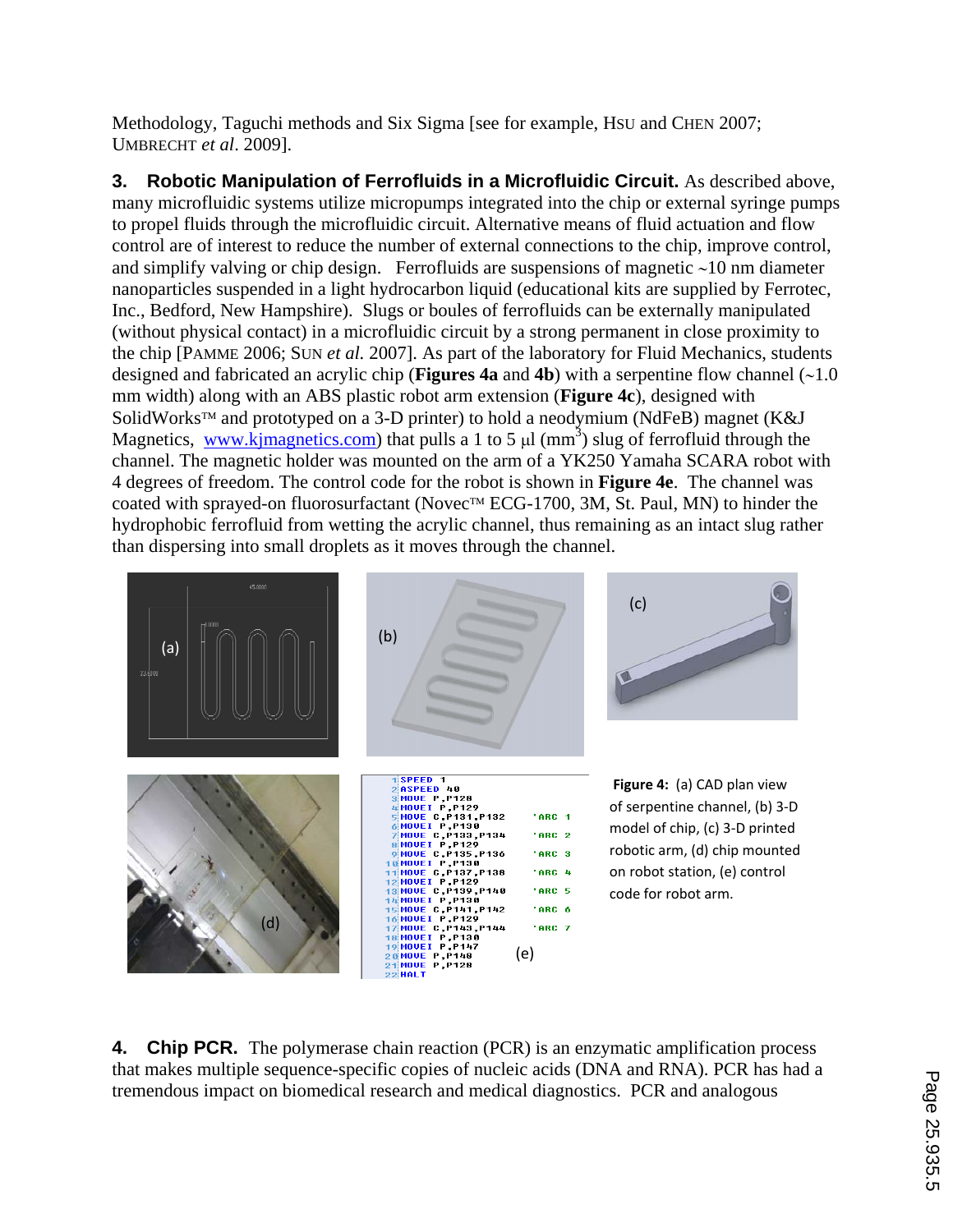Methodology, Taguchi methods and Six Sigma [see for example, HSU and CHEN 2007; UMBRECHT *et al*. 2009].

**3. Robotic Manipulation of Ferrofluids in a Microfluidic Circuit.** As described above, many microfluidic systems utilize micropumps integrated into the chip or external syringe pumps to propel fluids through the microfluidic circuit. Alternative means of fluid actuation and flow control are of interest to reduce the number of external connections to the chip, improve control, and simplify valving or chip design. Ferrofluids are suspensions of magnetic ~10 nm diameter nanoparticles suspended in a light hydrocarbon liquid (educational kits are supplied by Ferrotec, Inc., Bedford, New Hampshire). Slugs or boules of ferrofluids can be externally manipulated (without physical contact) in a microfluidic circuit by a strong permanent in close proximity to the chip [PAMME 2006; SUN *et al.* 2007]. As part of the laboratory for Fluid Mechanics, students designed and fabricated an acrylic chip (**Figures 4a** and **4b**) with a serpentine flow channel (~1.0 mm width) along with an ABS plastic robot arm extension (**Figure 4c**), designed with SolidWorks™ and prototyped on a 3-D printer) to hold a neodymium (NdFeB) magnet (K&J Magnetics, www.kjmagnetics.com) that pulls a 1 to 5 μl ($mm^3$) slug of ferrofluid through the channel. The magnetic holder was mounted on the arm of a YK250 Yamaha SCARA robot with 4 degrees of freedom. The control code for the robot is shown in **Figure 4e**. The channel was coated with sprayed-on fluorosurfactant (Novec™ ECG-1700, 3M, St. Paul, MN) to hinder the hydrophobic ferrofluid from wetting the acrylic channel, thus remaining as an intact slug rather than dispersing into small droplets as it moves through the channel.

```
1  SPEED 1
2  ASPEED 40
3  MOVE P,P128
4  MOVEI P,P129
5  MOVE C,P131,P132    'ARC 1
6  MOVEI P,P130
7  MOVE C,P133,P134    'ARC 2
8  MOVEI P,P129
9  MOVE C,P135,P136    'ARC 3
10 MOVEI P,P130
11 MOVE C,P137,P138    'ARC 4
12 MOVEI P,P129
13 MOVE C,P139,P140    'ARC 5
14 MOVEI P,P130
15 MOVE C,P141,P142    'ARC 6
16 MOVEI P,P129
17 MOVE C,P143,P144    'ARC 7
18 MOVEI P,P130
19 MOVEI P,P147
20 MOVE P,P148
21 MOVE P,P128
22 HALT
```

**Figure 4:** (a) CAD plan view of serpentine channel, (b) 3-D model of chip, (c) 3-D printed robotic arm, (d) chip mounted on robot station, (e) control code for robot arm.

**4. Chip PCR.** The polymerase chain reaction (PCR) is an enzymatic amplification process that makes multiple sequence-specific copies of nucleic acids (DNA and RNA). PCR has had a tremendous impact on biomedical research and medical diagnostics. PCR and analogous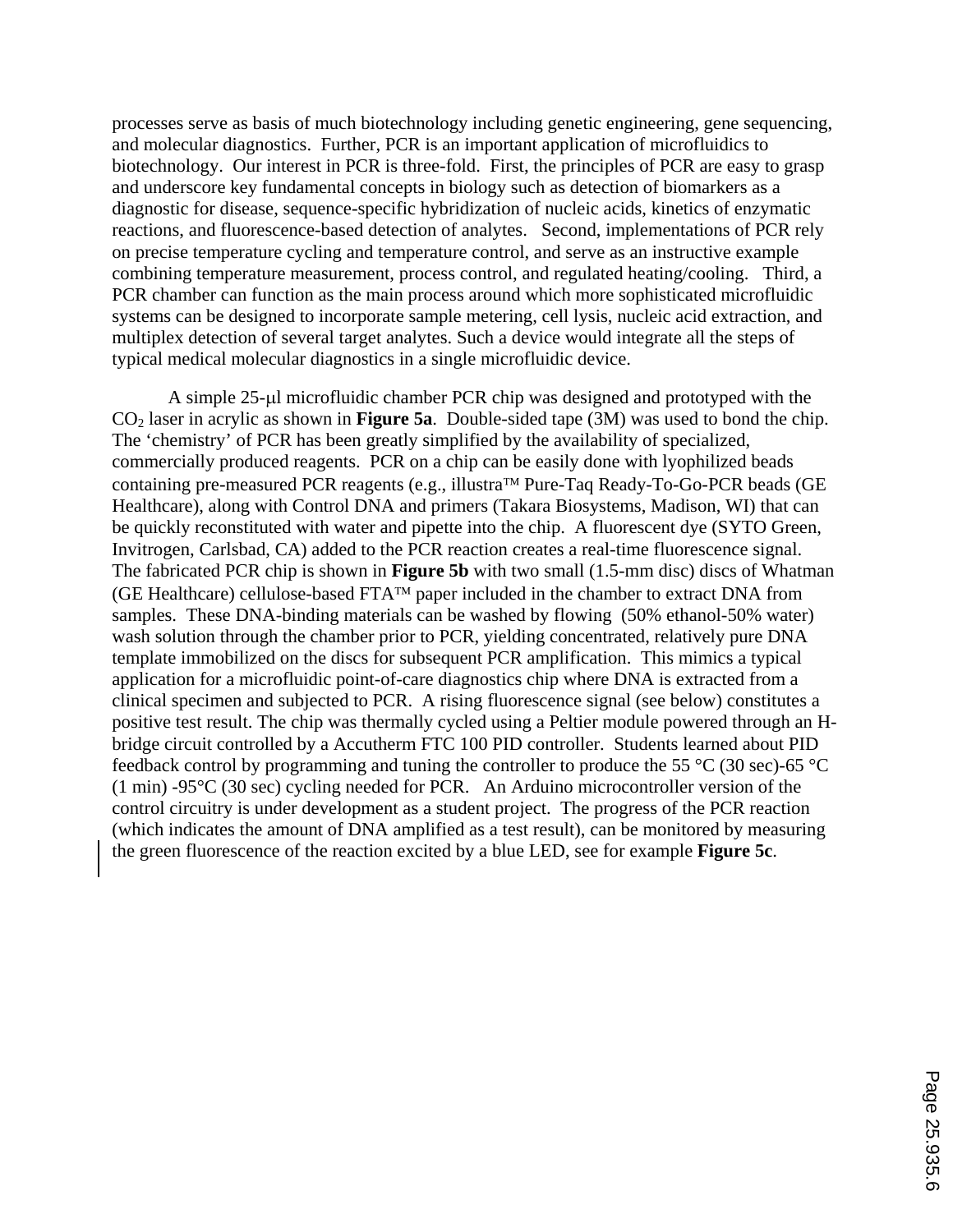processes serve as basis of much biotechnology including genetic engineering, gene sequencing, and molecular diagnostics. Further, PCR is an important application of microfluidics to biotechnology. Our interest in PCR is three-fold. First, the principles of PCR are easy to grasp and underscore key fundamental concepts in biology such as detection of biomarkers as a diagnostic for disease, sequence-specific hybridization of nucleic acids, kinetics of enzymatic reactions, and fluorescence-based detection of analytes. Second, implementations of PCR rely on precise temperature cycling and temperature control, and serve as an instructive example combining temperature measurement, process control, and regulated heating/cooling. Third, a PCR chamber can function as the main process around which more sophisticated microfluidic systems can be designed to incorporate sample metering, cell lysis, nucleic acid extraction, and multiplex detection of several target analytes. Such a device would integrate all the steps of typical medical molecular diagnostics in a single microfluidic device.

A simple 25-μl microfluidic chamber PCR chip was designed and prototyped with the $CO_2$ laser in acrylic as shown in **Figure 5a**. Double-sided tape (3M) was used to bond the chip. The 'chemistry' of PCR has been greatly simplified by the availability of specialized, commercially produced reagents. PCR on a chip can be easily done with lyophilized beads containing pre-measured PCR reagents (e.g., illustra™ Pure-Taq Ready-To-Go-PCR beads (GE Healthcare), along with Control DNA and primers (Takara Biosystems, Madison, WI) that can be quickly reconstituted with water and pipette into the chip. A fluorescent dye (SYTO Green, Invitrogen, Carlsbad, CA) added to the PCR reaction creates a real-time fluorescence signal. The fabricated PCR chip is shown in **Figure 5b** with two small (1.5-mm disc) discs of Whatman (GE Healthcare) cellulose-based FTA™ paper included in the chamber to extract DNA from samples. These DNA-binding materials can be washed by flowing (50% ethanol-50% water) wash solution through the chamber prior to PCR, yielding concentrated, relatively pure DNA template immobilized on the discs for subsequent PCR amplification. This mimics a typical application for a microfluidic point-of-care diagnostics chip where DNA is extracted from a clinical specimen and subjected to PCR. A rising fluorescence signal (see below) constitutes a positive test result. The chip was thermally cycled using a Peltier module powered through an H-bridge circuit controlled by a Accutherm FTC 100 PID controller. Students learned about PID feedback control by programming and tuning the controller to produce the 55 °C (30 sec)-65 °C (1 min) -95°C (30 sec) cycling needed for PCR. An Arduino microcontroller version of the control circuitry is under development as a student project. The progress of the PCR reaction (which indicates the amount of DNA amplified as a test result), can be monitored by measuring the green fluorescence of the reaction excited by a blue LED, see for example **Figure 5c**.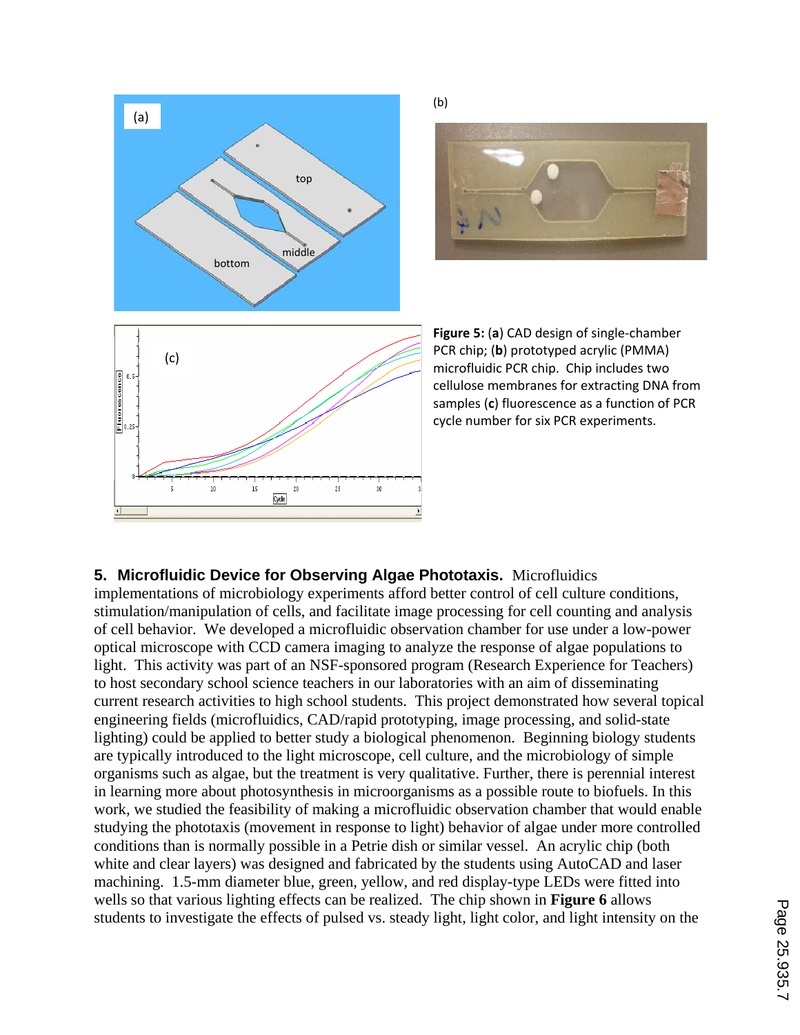**Figure 5:** (**a**) CAD design of single-chamber PCR chip; (**b**) prototyped acrylic (PMMA) microfluidic PCR chip. Chip includes two cellulose membranes for extracting DNA from samples (**c**) fluorescence as a function of PCR cycle number for six PCR experiments.

**5. Microfluidic Device for Observing Algae Phototaxis.** Microfluidics implementations of microbiology experiments afford better control of cell culture conditions, stimulation/manipulation of cells, and facilitate image processing for cell counting and analysis of cell behavior. We developed a microfluidic observation chamber for use under a low-power optical microscope with CCD camera imaging to analyze the response of algae populations to light. This activity was part of an NSF-sponsored program (Research Experience for Teachers) to host secondary school science teachers in our laboratories with an aim of disseminating current research activities to high school students. This project demonstrated how several topical engineering fields (microfluidics, CAD/rapid prototyping, image processing, and solid-state lighting) could be applied to better study a biological phenomenon. Beginning biology students are typically introduced to the light microscope, cell culture, and the microbiology of simple organisms such as algae, but the treatment is very qualitative. Further, there is perennial interest in learning more about photosynthesis in microorganisms as a possible route to biofuels. In this work, we studied the feasibility of making a microfluidic observation chamber that would enable studying the phototaxis (movement in response to light) behavior of algae under more controlled conditions than is normally possible in a Petrie dish or similar vessel. An acrylic chip (both white and clear layers) was designed and fabricated by the students using AutoCAD and laser machining. 1.5-mm diameter blue, green, yellow, and red display-type LEDs were fitted into wells so that various lighting effects can be realized. The chip shown in **Figure 6** allows students to investigate the effects of pulsed vs. steady light, light color, and light intensity on the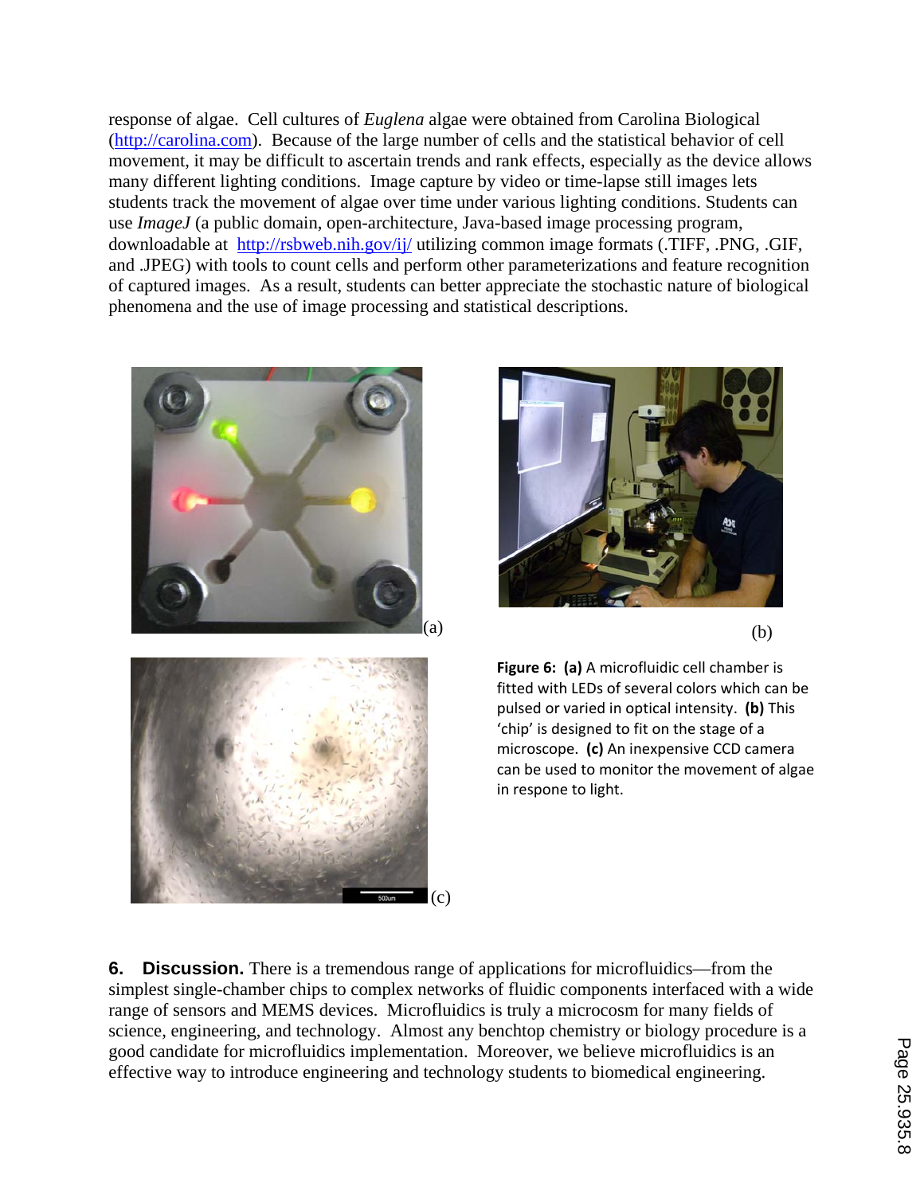response of algae. Cell cultures of *Euglena* algae were obtained from Carolina Biological (http://carolina.com). Because of the large number of cells and the statistical behavior of cell movement, it may be difficult to ascertain trends and rank effects, especially as the device allows many different lighting conditions. Image capture by video or time-lapse still images lets students track the movement of algae over time under various lighting conditions. Students can use *ImageJ* (a public domain, open-architecture, Java-based image processing program, downloadable at http://rsbweb.nih.gov/ij/ utilizing common image formats (.TIFF, .PNG, .GIF, and .JPEG) with tools to count cells and perform other parameterizations and feature recognition of captured images. As a result, students can better appreciate the stochastic nature of biological phenomena and the use of image processing and statistical descriptions.

(a)

(b)

(c)

**Figure 6:** **(a)** A microfluidic cell chamber is fitted with LEDs of several colors which can be pulsed or varied in optical intensity. **(b)** This 'chip' is designed to fit on the stage of a microscope. **(c)** An inexpensive CCD camera can be used to monitor the movement of algae in respone to light.

**6. Discussion.** There is a tremendous range of applications for microfluidics—from the simplest single-chamber chips to complex networks of fluidic components interfaced with a wide range of sensors and MEMS devices. Microfluidics is truly a microcosm for many fields of science, engineering, and technology. Almost any benchtop chemistry or biology procedure is a good candidate for microfluidics implementation. Moreover, we believe microfluidics is an effective way to introduce engineering and technology students to biomedical engineering.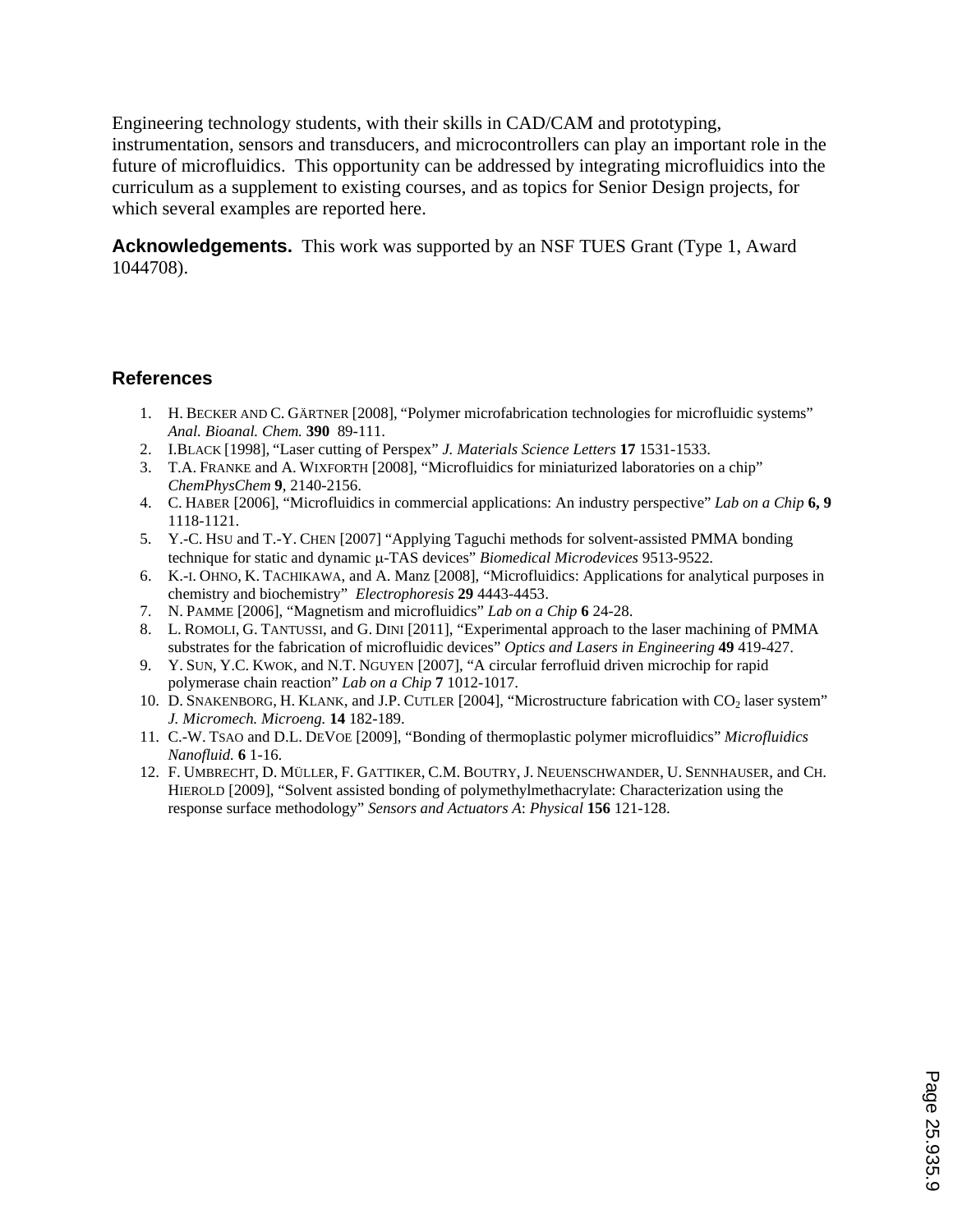Engineering technology students, with their skills in CAD/CAM and prototyping, instrumentation, sensors and transducers, and microcontrollers can play an important role in the future of microfluidics. This opportunity can be addressed by integrating microfluidics into the curriculum as a supplement to existing courses, and as topics for Senior Design projects, for which several examples are reported here.

**Acknowledgements.** This work was supported by an NSF TUES Grant (Type 1, Award 1044708).

## References

1. H. Becker and C. Gärtner [2008], "Polymer microfabrication technologies for microfluidic systems" *Anal. Bioanal. Chem.* **390** 89-111.
2. I.Black [1998], "Laser cutting of Perspex" *J. Materials Science Letters* **17** 1531-1533.
3. T.A. Franke and A. Wixforth [2008], "Microfluidics for miniaturized laboratories on a chip" *ChemPhysChem* **9**, 2140-2156.
4. C. Haber [2006], "Microfluidics in commercial applications: An industry perspective" *Lab on a Chip* **6, 9** 1118-1121.
5. Y.-C. Hsu and T.-Y. Chen [2007] "Applying Taguchi methods for solvent-assisted PMMA bonding technique for static and dynamic μ-TAS devices" *Biomedical Microdevices* 9513-9522.
6. K.-i. Ohno, K. Tachikawa, and A. Manz [2008], "Microfluidics: Applications for analytical purposes in chemistry and biochemistry" *Electrophoresis* **29** 4443-4453.
7. N. Pamme [2006], "Magnetism and microfluidics" *Lab on a Chip* **6** 24-28.
8. L. Romoli, G. Tantussi, and G. Dini [2011], "Experimental approach to the laser machining of PMMA substrates for the fabrication of microfluidic devices" *Optics and Lasers in Engineering* **49** 419-427.
9. Y. Sun, Y.C. Kwok, and N.T. Nguyen [2007], "A circular ferrofluid driven microchip for rapid polymerase chain reaction" *Lab on a Chip* **7** 1012-1017.
10. D. Snakenborg, H. Klank, and J.P. Cutler [2004], "Microstructure fabrication with $CO_2$ laser system" *J. Micromech. Microeng.* **14** 182-189.
11. C.-W. Tsao and D.L. DeVoe [2009], "Bonding of thermoplastic polymer microfluidics" *Microfluidics Nanofluid.* **6** 1-16.
12. F. Umbrecht, D. Müller, F. Gattiker, C.M. Boutry, J. Neuenschwander, U. Sennhauser, and Ch. Hierold [2009], "Solvent assisted bonding of polymethylmethacrylate: Characterization using the response surface methodology" *Sensors and Actuators A*: *Physical* **156** 121-128.